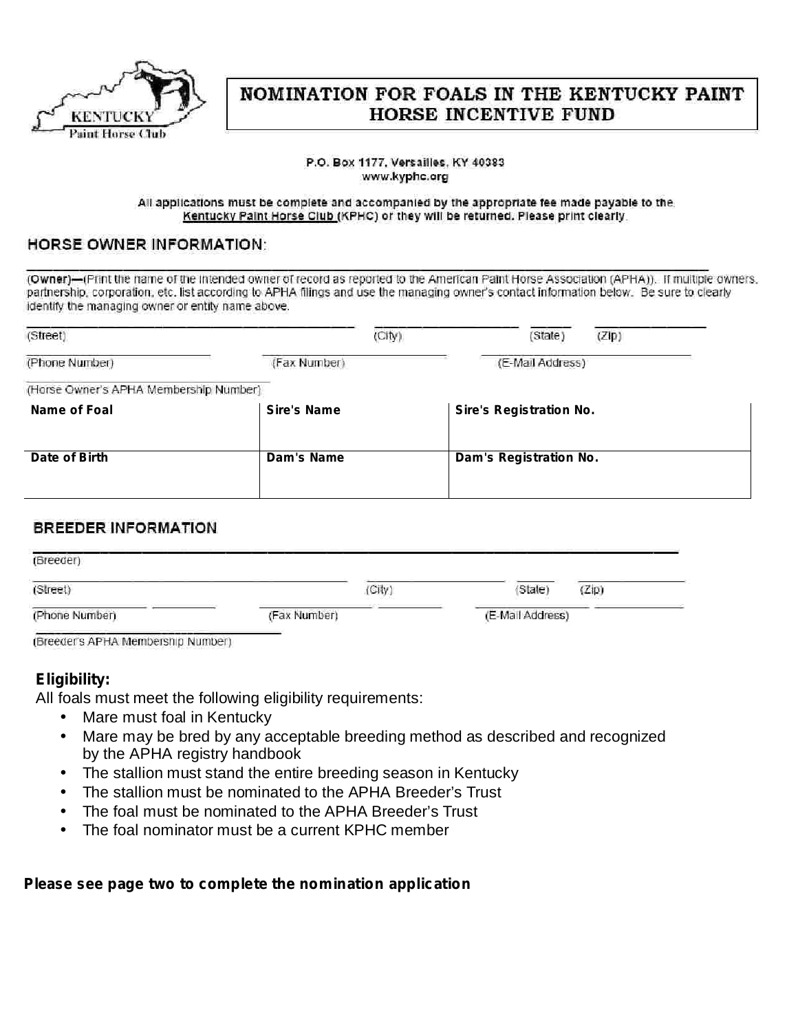# NOMINATION FOR FOALS IN THE KENTUCKY PAINT HORSE INCENTIVE FUND

P.O. Box 1177, Versailles, KY 40383
www.kyphc.org

All applications must be complete and accompanied by the appropriate fee made payable to the Kentucky Paint Horse Club (KPHC) or they will be returned. Please print clearly.

## HORSE OWNER INFORMATION:

______________________________________________________________________________

(Owner)—(Print the name of the intended owner of record as reported to the American Paint Horse Association (APHA)). If multiple owners, partnership, corporation, etc. list according to APHA filings and use the managing owner's contact information below. Be sure to clearly identify the managing owner or entity name above.

______________________________ ______________ ______ __________
(Street) (City) (State) (Zip)

________________ ________________ ________________
(Phone Number) (Fax Number) (E-Mail Address)

________________________
(Horse Owner's APHA Membership Number)

| Name of Foal | Sire's Name | Sire's Registration No. |
|---|---|---|
| **Date of Birth** | **Dam's Name** | **Dam's Registration No.** |

## BREEDER INFORMATION

______________________________________________________________________________
(Breeder)

______________________________ ______________ ______ __________
(Street) (City) (State) (Zip)

________________ ________________ ________________
(Phone Number) (Fax Number) (E-Mail Address)

________________________
(Breeder's APHA Membership Number)

**Eligibility:**

All foals must meet the following eligibility requirements:

- Mare must foal in Kentucky
- Mare may be bred by any acceptable breeding method as described and recognized by the APHA registry handbook
- The stallion must stand the entire breeding season in Kentucky
- The stallion must be nominated to the APHA Breeder's Trust
- The foal must be nominated to the APHA Breeder's Trust
- The foal nominator must be a current KPHC member

**Please see page two to complete the nomination application**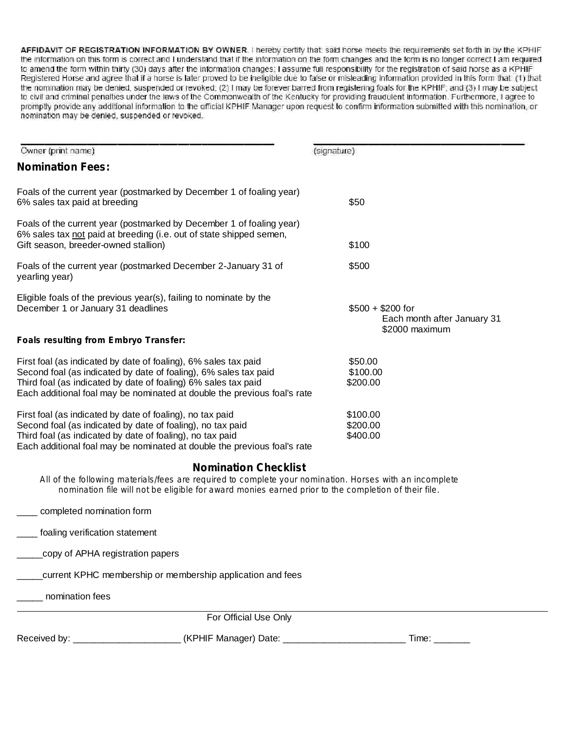**AFFIDAVIT OF REGISTRATION INFORMATION BY OWNER**. I hereby certify that: said horse meets the requirements set forth in by the KPHIF the information on this form is correct and I understand that if the information on the form changes and the form is no longer correct I am required to amend the form within thirty (30) days after the information changes; I assume full responsibility for the registration of said horse as a KPHIF Registered Horse and agree that if a horse is later proved to be ineligible due to false or misleading information provided in this form that: (1) that the nomination may be denied, suspended or revoked; (2) I may be forever barred from registering foals for the KPHIF; and (3) I may be subject to civil and criminal penalties under the laws of the Commonwealth of the Kentucky for providing fraudulent information. Furthermore, I agree to promptly provide any additional information to the official KPHIF Manager upon request to confirm information submitted with this nomination, or nomination may be denied, suspended or revoked.

\_\_\_\_\_\_\_\_\_\_\_\_\_\_\_\_\_\_\_\_\_\_\_\_\_\_\_\_\_\_\_\_\_\_\_\_\_\_\_\_ \_\_\_\_\_\_\_\_\_\_\_\_\_\_\_\_\_\_\_\_\_\_\_\_\_\_\_\_\_\_\_\_\_\_\_\_\_\_\_\_

Owner (print name) (signature)

## Nomination Fees:

| | |
|---|---|
| Foals of the current year (postmarked by December 1 of foaling year) 6% sales tax paid at breeding | $50 |
| Foals of the current year (postmarked by December 1 of foaling year) 6% sales tax not paid at breeding (i.e. out of state shipped semen, Gift season, breeder-owned stallion) | $100 |
| Foals of the current year (postmarked December 2-January 31 of yearling year) | $500 |
| Eligible foals of the previous year(s), failing to nominate by the December 1 or January 31 deadlines | $500 + $200 for Each month after January 31 $2000 maximum |

**Foals resulting from Embryo Transfer:**

| | |
|---|---|
| First foal (as indicated by date of foaling), 6% sales tax paid | $50.00 |
| Second foal (as indicated by date of foaling), 6% sales tax paid | $100.00 |
| Third foal (as indicated by date of foaling) 6% sales tax paid | $200.00 |
| Each additional foal may be nominated at double the previous foal's rate | |
| First foal (as indicated by date of foaling), no tax paid | $100.00 |
| Second foal (as indicated by date of foaling), no tax paid | $200.00 |
| Third foal (as indicated by date of foaling), no tax paid | $400.00 |
| Each additional foal may be nominated at double the previous foal's rate | |

## Nomination Checklist

*All of the following materials/fees are required to complete your nomination. Horses with an incomplete nomination file will not be eligible for award monies earned prior to the completion of their file.*

\_\_\_\_ completed nomination form

\_\_\_\_ foaling verification statement

\_\_\_\_\_copy of APHA registration papers

\_\_\_\_\_current KPHC membership or membership application and fees

\_\_\_\_\_ nomination fees

---

For Official Use Only

Received by: \_\_\_\_\_\_\_\_\_\_\_\_\_\_\_\_\_\_\_\_ (KPHIF Manager) Date: \_\_\_\_\_\_\_\_\_\_\_\_\_\_\_\_\_\_\_\_\_\_\_\_ Time: \_\_\_\_\_\_\_